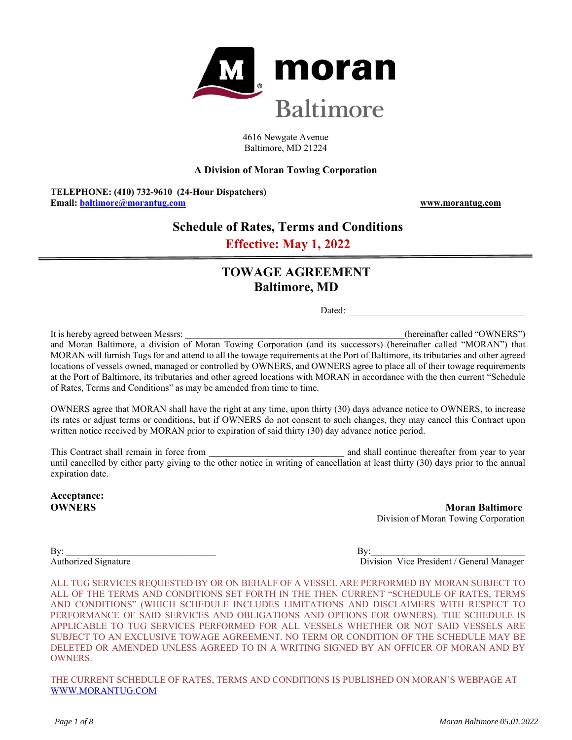# moran Baltimore

4616 Newgate Avenue
Baltimore, MD 21224

**A Division of Moran Towing Corporation**

**TELEPHONE: (410) 732-9610 (24-Hour Dispatchers)**
**Email: baltimore@morantug.com** **www.morantug.com**

## Schedule of Rates, Terms and Conditions

## Effective: May 1, 2022

## TOWAGE AGREEMENT
## Baltimore, MD

Dated: ______________________________________

It is hereby agreed between Messrs: ______________________________________________(hereinafter called "OWNERS") and Moran Baltimore, a division of Moran Towing Corporation (and its successors) (hereinafter called "MORAN") that MORAN will furnish Tugs for and attend to all the towage requirements at the Port of Baltimore, its tributaries and other agreed locations of vessels owned, managed or controlled by OWNERS, and OWNERS agree to place all of their towage requirements at the Port of Baltimore, its tributaries and other agreed locations with MORAN in accordance with the then current "Schedule of Rates, Terms and Conditions" as may be amended from time to time.

OWNERS agree that MORAN shall have the right at any time, upon thirty (30) days advance notice to OWNERS, to increase its rates or adjust terms or conditions, but if OWNERS do not consent to such changes, they may cancel this Contract upon written notice received by MORAN prior to expiration of said thirty (30) day advance notice period.

This Contract shall remain in force from ____________________________ and shall continue thereafter from year to year until cancelled by either party giving to the other notice in writing of cancellation at least thirty (30) days prior to the annual expiration date.

**Acceptance:**
**OWNERS**

By: ________________________________
Authorized Signature

**Moran Baltimore**
Division of Moran Towing Corporation

By: ________________________________
Division Vice President / General Manager

ALL TUG SERVICES REQUESTED BY OR ON BEHALF OF A VESSEL ARE PERFORMED BY MORAN SUBJECT TO ALL OF THE TERMS AND CONDITIONS SET FORTH IN THE THEN CURRENT "SCHEDULE OF RATES, TERMS AND CONDITIONS" (WHICH SCHEDULE INCLUDES LIMITATIONS AND DISCLAIMERS WITH RESPECT TO PERFORMANCE OF SAID SERVICES AND OBLIGATIONS AND OPTIONS FOR OWNERS). THE SCHEDULE IS APPLICABLE TO TUG SERVICES PERFORMED FOR ALL VESSELS WHETHER OR NOT SAID VESSELS ARE SUBJECT TO AN EXCLUSIVE TOWAGE AGREEMENT. NO TERM OR CONDITION OF THE SCHEDULE MAY BE DELETED OR AMENDED UNLESS AGREED TO IN A WRITING SIGNED BY AN OFFICER OF MORAN AND BY OWNERS.

THE CURRENT SCHEDULE OF RATES, TERMS AND CONDITIONS IS PUBLISHED ON MORAN'S WEBPAGE AT WWW.MORANTUG.COM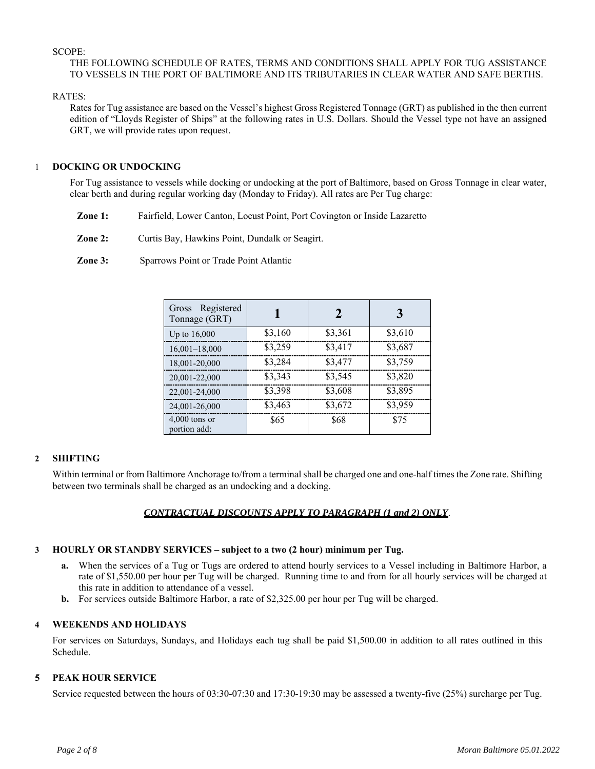SCOPE:

THE FOLLOWING SCHEDULE OF RATES, TERMS AND CONDITIONS SHALL APPLY FOR TUG ASSISTANCE TO VESSELS IN THE PORT OF BALTIMORE AND ITS TRIBUTARIES IN CLEAR WATER AND SAFE BERTHS.

RATES:

Rates for Tug assistance are based on the Vessel's highest Gross Registered Tonnage (GRT) as published in the then current edition of "Lloyds Register of Ships" at the following rates in U.S. Dollars. Should the Vessel type not have an assigned GRT, we will provide rates upon request.

## 1 DOCKING OR UNDOCKING

For Tug assistance to vessels while docking or undocking at the port of Baltimore, based on Gross Tonnage in clear water, clear berth and during regular working day (Monday to Friday). All rates are Per Tug charge:

**Zone 1:** Fairfield, Lower Canton, Locust Point, Port Covington or Inside Lazaretto

**Zone 2:** Curtis Bay, Hawkins Point, Dundalk or Seagirt.

**Zone 3:** Sparrows Point or Trade Point Atlantic

| Gross Registered Tonnage (GRT) | 1 | 2 | 3 |
|---|---|---|---|
| Up to 16,000 | $3,160 | $3,361 | $3,610 |
| 16,001–18,000 | $3,259 | $3,417 | $3,687 |
| 18,001-20,000 | $3,284 | $3,477 | $3,759 |
| 20,001-22,000 | $3,343 | $3,545 | $3,820 |
| 22,001-24,000 | $3,398 | $3,608 | $3,895 |
| 24,001-26,000 | $3,463 | $3,672 | $3,959 |
| 4,000 tons or portion add: | $65 | $68 | $75 |

## 2 SHIFTING

Within terminal or from Baltimore Anchorage to/from a terminal shall be charged one and one-half times the Zone rate. Shifting between two terminals shall be charged as an undocking and a docking.

***CONTRACTUAL DISCOUNTS APPLY TO PARAGRAPH (1 and 2) ONLY*.**

## 3 HOURLY OR STANDBY SERVICES – subject to a two (2 hour) minimum per Tug.

**a.** When the services of a Tug or Tugs are ordered to attend hourly services to a Vessel including in Baltimore Harbor, a rate of $1,550.00 per hour per Tug will be charged. Running time to and from for all hourly services will be charged at this rate in addition to attendance of a vessel.

**b.** For services outside Baltimore Harbor, a rate of $2,325.00 per hour per Tug will be charged.

## 4 WEEKENDS AND HOLIDAYS

For services on Saturdays, Sundays, and Holidays each tug shall be paid $1,500.00 in addition to all rates outlined in this Schedule.

## 5 PEAK HOUR SERVICE

Service requested between the hours of 03:30-07:30 and 17:30-19:30 may be assessed a twenty-five (25%) surcharge per Tug.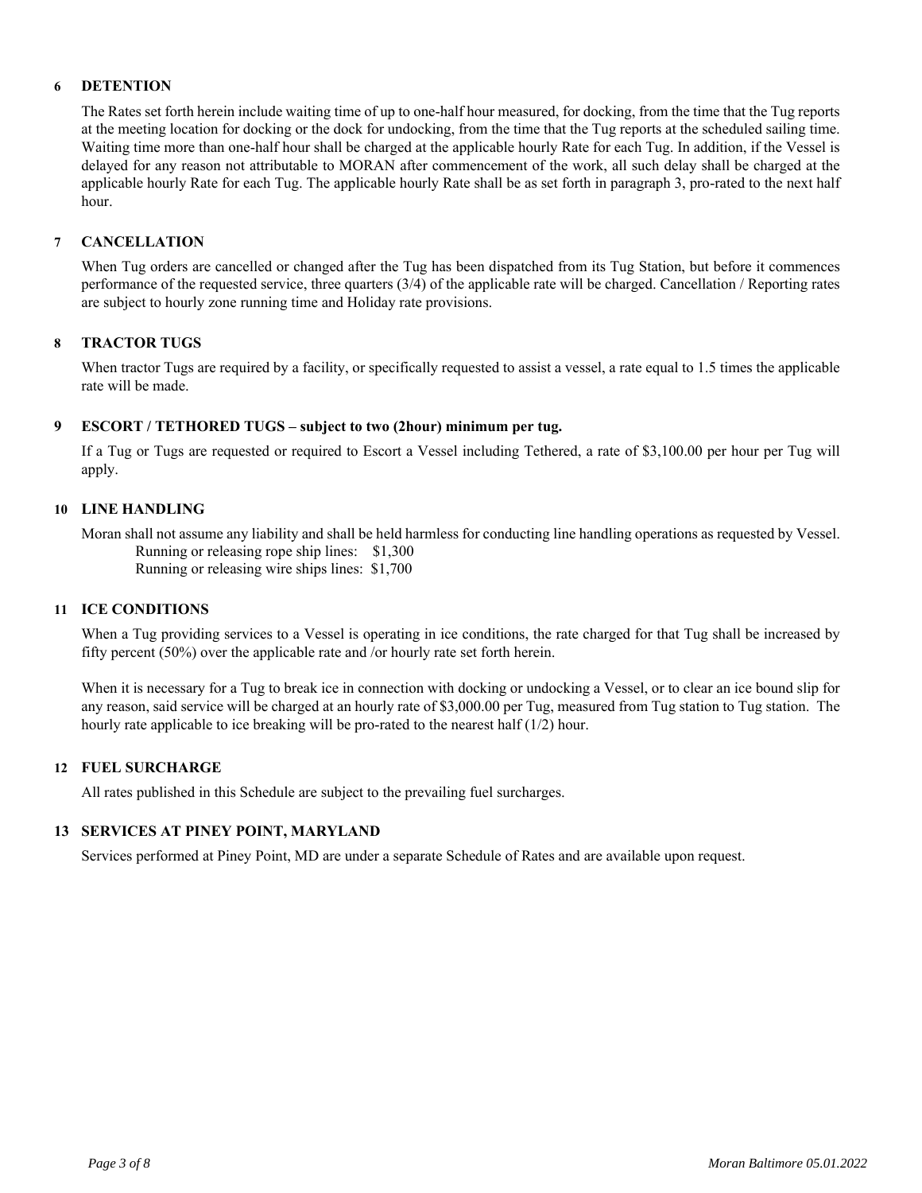## 6 DETENTION

The Rates set forth herein include waiting time of up to one-half hour measured, for docking, from the time that the Tug reports at the meeting location for docking or the dock for undocking, from the time that the Tug reports at the scheduled sailing time. Waiting time more than one-half hour shall be charged at the applicable hourly Rate for each Tug. In addition, if the Vessel is delayed for any reason not attributable to MORAN after commencement of the work, all such delay shall be charged at the applicable hourly Rate for each Tug. The applicable hourly Rate shall be as set forth in paragraph 3, pro-rated to the next half hour.

## 7 CANCELLATION

When Tug orders are cancelled or changed after the Tug has been dispatched from its Tug Station, but before it commences performance of the requested service, three quarters (3/4) of the applicable rate will be charged. Cancellation / Reporting rates are subject to hourly zone running time and Holiday rate provisions.

## 8 TRACTOR TUGS

When tractor Tugs are required by a facility, or specifically requested to assist a vessel, a rate equal to 1.5 times the applicable rate will be made.

## 9 ESCORT / TETHORED TUGS – subject to two (2hour) minimum per tug.

If a Tug or Tugs are requested or required to Escort a Vessel including Tethered, a rate of $3,100.00 per hour per Tug will apply.

## 10 LINE HANDLING

Moran shall not assume any liability and shall be held harmless for conducting line handling operations as requested by Vessel.

Running or releasing rope ship lines: $1,300
Running or releasing wire ships lines: $1,700

## 11 ICE CONDITIONS

When a Tug providing services to a Vessel is operating in ice conditions, the rate charged for that Tug shall be increased by fifty percent (50%) over the applicable rate and /or hourly rate set forth herein.

When it is necessary for a Tug to break ice in connection with docking or undocking a Vessel, or to clear an ice bound slip for any reason, said service will be charged at an hourly rate of $3,000.00 per Tug, measured from Tug station to Tug station. The hourly rate applicable to ice breaking will be pro-rated to the nearest half (1/2) hour.

## 12 FUEL SURCHARGE

All rates published in this Schedule are subject to the prevailing fuel surcharges.

## 13 SERVICES AT PINEY POINT, MARYLAND

Services performed at Piney Point, MD are under a separate Schedule of Rates and are available upon request.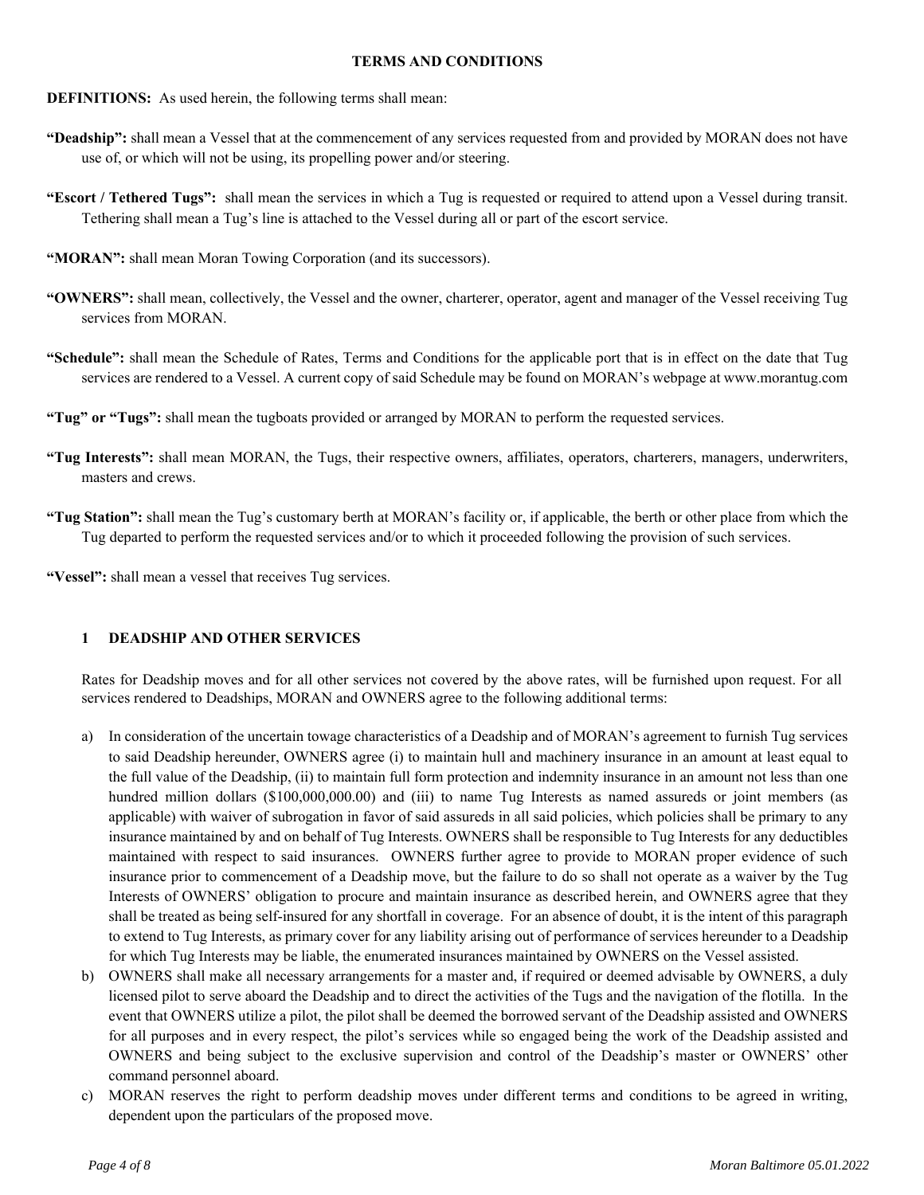**TERMS AND CONDITIONS**

**DEFINITIONS:** As used herein, the following terms shall mean:

**"Deadship":** shall mean a Vessel that at the commencement of any services requested from and provided by MORAN does not have use of, or which will not be using, its propelling power and/or steering.

**"Escort / Tethered Tugs":** shall mean the services in which a Tug is requested or required to attend upon a Vessel during transit. Tethering shall mean a Tug's line is attached to the Vessel during all or part of the escort service.

**"MORAN":** shall mean Moran Towing Corporation (and its successors).

**"OWNERS":** shall mean, collectively, the Vessel and the owner, charterer, operator, agent and manager of the Vessel receiving Tug services from MORAN.

**"Schedule":** shall mean the Schedule of Rates, Terms and Conditions for the applicable port that is in effect on the date that Tug services are rendered to a Vessel. A current copy of said Schedule may be found on MORAN's webpage at www.morantug.com

**"Tug" or "Tugs":** shall mean the tugboats provided or arranged by MORAN to perform the requested services.

**"Tug Interests":** shall mean MORAN, the Tugs, their respective owners, affiliates, operators, charterers, managers, underwriters, masters and crews.

**"Tug Station":** shall mean the Tug's customary berth at MORAN's facility or, if applicable, the berth or other place from which the Tug departed to perform the requested services and/or to which it proceeded following the provision of such services.

**"Vessel":** shall mean a vessel that receives Tug services.

## 1 DEADSHIP AND OTHER SERVICES

Rates for Deadship moves and for all other services not covered by the above rates, will be furnished upon request. For all services rendered to Deadships, MORAN and OWNERS agree to the following additional terms:

a) In consideration of the uncertain towage characteristics of a Deadship and of MORAN's agreement to furnish Tug services to said Deadship hereunder, OWNERS agree (i) to maintain hull and machinery insurance in an amount at least equal to the full value of the Deadship, (ii) to maintain full form protection and indemnity insurance in an amount not less than one hundred million dollars ($100,000,000.00) and (iii) to name Tug Interests as named assureds or joint members (as applicable) with waiver of subrogation in favor of said assureds in all said policies, which policies shall be primary to any insurance maintained by and on behalf of Tug Interests. OWNERS shall be responsible to Tug Interests for any deductibles maintained with respect to said insurances. OWNERS further agree to provide to MORAN proper evidence of such insurance prior to commencement of a Deadship move, but the failure to do so shall not operate as a waiver by the Tug Interests of OWNERS' obligation to procure and maintain insurance as described herein, and OWNERS agree that they shall be treated as being self-insured for any shortfall in coverage. For an absence of doubt, it is the intent of this paragraph to extend to Tug Interests, as primary cover for any liability arising out of performance of services hereunder to a Deadship for which Tug Interests may be liable, the enumerated insurances maintained by OWNERS on the Vessel assisted.

b) OWNERS shall make all necessary arrangements for a master and, if required or deemed advisable by OWNERS, a duly licensed pilot to serve aboard the Deadship and to direct the activities of the Tugs and the navigation of the flotilla. In the event that OWNERS utilize a pilot, the pilot shall be deemed the borrowed servant of the Deadship assisted and OWNERS for all purposes and in every respect, the pilot's services while so engaged being the work of the Deadship assisted and OWNERS and being subject to the exclusive supervision and control of the Deadship's master or OWNERS' other command personnel aboard.

c) MORAN reserves the right to perform deadship moves under different terms and conditions to be agreed in writing, dependent upon the particulars of the proposed move.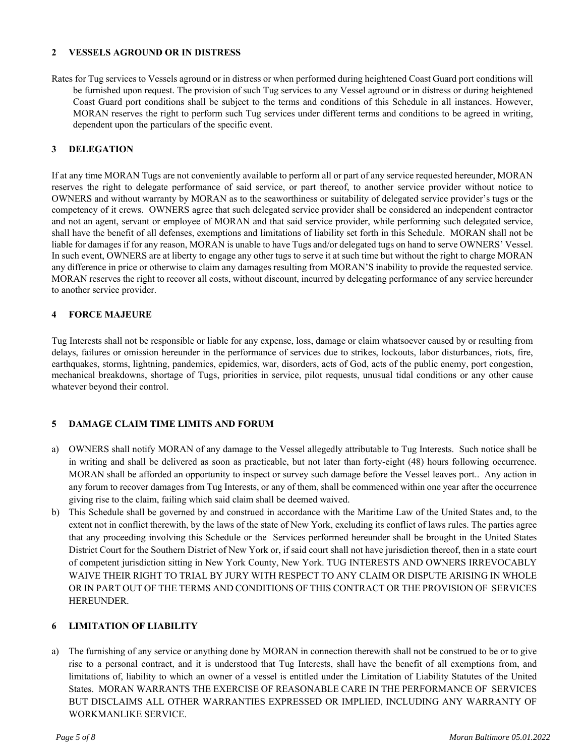## 2 VESSELS AGROUND OR IN DISTRESS

Rates for Tug services to Vessels aground or in distress or when performed during heightened Coast Guard port conditions will be furnished upon request. The provision of such Tug services to any Vessel aground or in distress or during heightened Coast Guard port conditions shall be subject to the terms and conditions of this Schedule in all instances. However, MORAN reserves the right to perform such Tug services under different terms and conditions to be agreed in writing, dependent upon the particulars of the specific event.

## 3 DELEGATION

If at any time MORAN Tugs are not conveniently available to perform all or part of any service requested hereunder, MORAN reserves the right to delegate performance of said service, or part thereof, to another service provider without notice to OWNERS and without warranty by MORAN as to the seaworthiness or suitability of delegated service provider's tugs or the competency of it crews. OWNERS agree that such delegated service provider shall be considered an independent contractor and not an agent, servant or employee of MORAN and that said service provider, while performing such delegated service, shall have the benefit of all defenses, exemptions and limitations of liability set forth in this Schedule. MORAN shall not be liable for damages if for any reason, MORAN is unable to have Tugs and/or delegated tugs on hand to serve OWNERS' Vessel. In such event, OWNERS are at liberty to engage any other tugs to serve it at such time but without the right to charge MORAN any difference in price or otherwise to claim any damages resulting from MORAN'S inability to provide the requested service. MORAN reserves the right to recover all costs, without discount, incurred by delegating performance of any service hereunder to another service provider.

## 4 FORCE MAJEURE

Tug Interests shall not be responsible or liable for any expense, loss, damage or claim whatsoever caused by or resulting from delays, failures or omission hereunder in the performance of services due to strikes, lockouts, labor disturbances, riots, fire, earthquakes, storms, lightning, pandemics, epidemics, war, disorders, acts of God, acts of the public enemy, port congestion, mechanical breakdowns, shortage of Tugs, priorities in service, pilot requests, unusual tidal conditions or any other cause whatever beyond their control.

## 5 DAMAGE CLAIM TIME LIMITS AND FORUM

a) OWNERS shall notify MORAN of any damage to the Vessel allegedly attributable to Tug Interests. Such notice shall be in writing and shall be delivered as soon as practicable, but not later than forty-eight (48) hours following occurrence. MORAN shall be afforded an opportunity to inspect or survey such damage before the Vessel leaves port.. Any action in any forum to recover damages from Tug Interests, or any of them, shall be commenced within one year after the occurrence giving rise to the claim, failing which said claim shall be deemed waived.

b) This Schedule shall be governed by and construed in accordance with the Maritime Law of the United States and, to the extent not in conflict therewith, by the laws of the state of New York, excluding its conflict of laws rules. The parties agree that any proceeding involving this Schedule or the Services performed hereunder shall be brought in the United States District Court for the Southern District of New York or, if said court shall not have jurisdiction thereof, then in a state court of competent jurisdiction sitting in New York County, New York. TUG INTERESTS AND OWNERS IRREVOCABLY WAIVE THEIR RIGHT TO TRIAL BY JURY WITH RESPECT TO ANY CLAIM OR DISPUTE ARISING IN WHOLE OR IN PART OUT OF THE TERMS AND CONDITIONS OF THIS CONTRACT OR THE PROVISION OF SERVICES HEREUNDER.

## 6 LIMITATION OF LIABILITY

a) The furnishing of any service or anything done by MORAN in connection therewith shall not be construed to be or to give rise to a personal contract, and it is understood that Tug Interests, shall have the benefit of all exemptions from, and limitations of, liability to which an owner of a vessel is entitled under the Limitation of Liability Statutes of the United States. MORAN WARRANTS THE EXERCISE OF REASONABLE CARE IN THE PERFORMANCE OF SERVICES BUT DISCLAIMS ALL OTHER WARRANTIES EXPRESSED OR IMPLIED, INCLUDING ANY WARRANTY OF WORKMANLIKE SERVICE.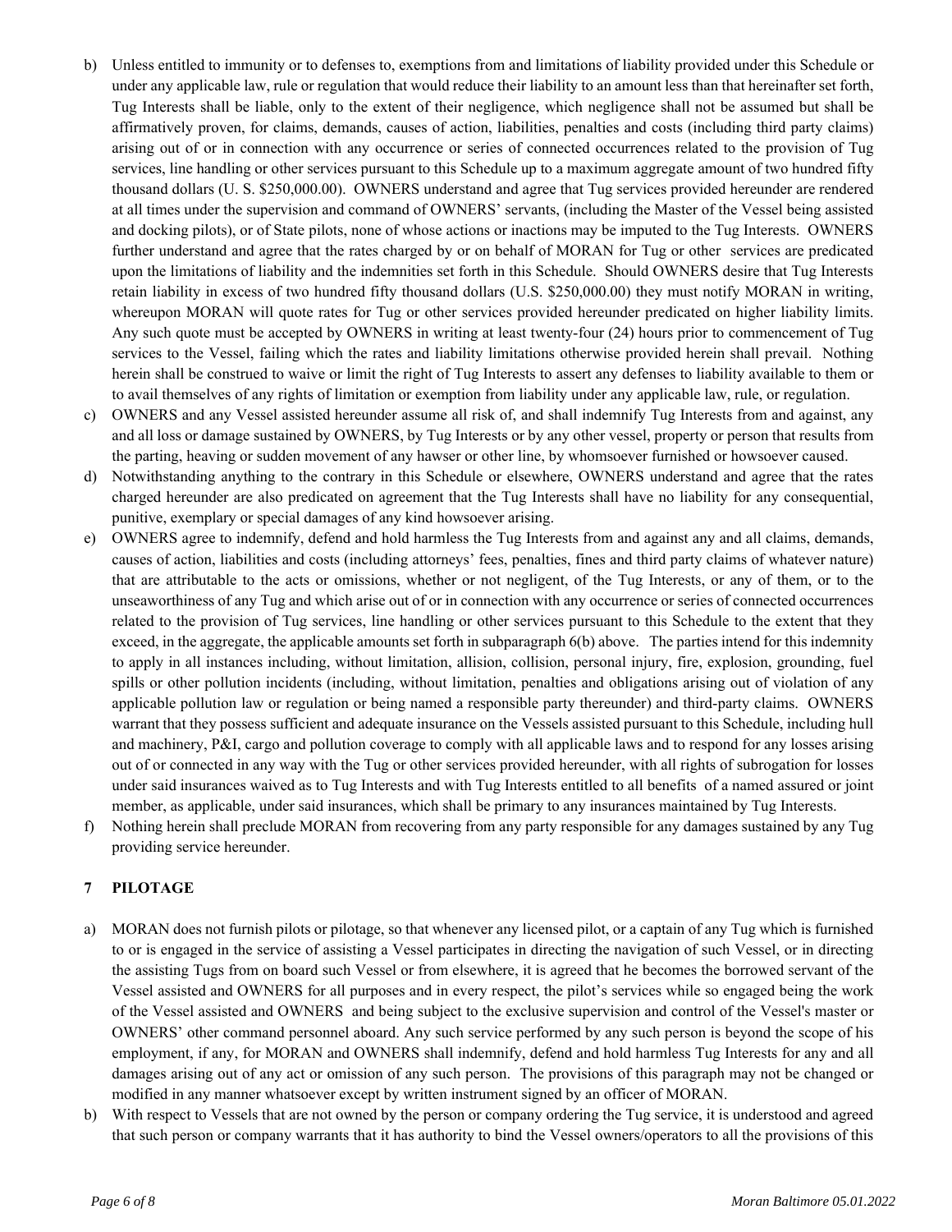b) Unless entitled to immunity or to defenses to, exemptions from and limitations of liability provided under this Schedule or under any applicable law, rule or regulation that would reduce their liability to an amount less than that hereinafter set forth, Tug Interests shall be liable, only to the extent of their negligence, which negligence shall not be assumed but shall be affirmatively proven, for claims, demands, causes of action, liabilities, penalties and costs (including third party claims) arising out of or in connection with any occurrence or series of connected occurrences related to the provision of Tug services, line handling or other services pursuant to this Schedule up to a maximum aggregate amount of two hundred fifty thousand dollars (U. S. $250,000.00). OWNERS understand and agree that Tug services provided hereunder are rendered at all times under the supervision and command of OWNERS' servants, (including the Master of the Vessel being assisted and docking pilots), or of State pilots, none of whose actions or inactions may be imputed to the Tug Interests. OWNERS further understand and agree that the rates charged by or on behalf of MORAN for Tug or other services are predicated upon the limitations of liability and the indemnities set forth in this Schedule. Should OWNERS desire that Tug Interests retain liability in excess of two hundred fifty thousand dollars (U.S. $250,000.00) they must notify MORAN in writing, whereupon MORAN will quote rates for Tug or other services provided hereunder predicated on higher liability limits. Any such quote must be accepted by OWNERS in writing at least twenty-four (24) hours prior to commencement of Tug services to the Vessel, failing which the rates and liability limitations otherwise provided herein shall prevail. Nothing herein shall be construed to waive or limit the right of Tug Interests to assert any defenses to liability available to them or to avail themselves of any rights of limitation or exemption from liability under any applicable law, rule, or regulation.

c) OWNERS and any Vessel assisted hereunder assume all risk of, and shall indemnify Tug Interests from and against, any and all loss or damage sustained by OWNERS, by Tug Interests or by any other vessel, property or person that results from the parting, heaving or sudden movement of any hawser or other line, by whomsoever furnished or howsoever caused.

d) Notwithstanding anything to the contrary in this Schedule or elsewhere, OWNERS understand and agree that the rates charged hereunder are also predicated on agreement that the Tug Interests shall have no liability for any consequential, punitive, exemplary or special damages of any kind howsoever arising.

e) OWNERS agree to indemnify, defend and hold harmless the Tug Interests from and against any and all claims, demands, causes of action, liabilities and costs (including attorneys' fees, penalties, fines and third party claims of whatever nature) that are attributable to the acts or omissions, whether or not negligent, of the Tug Interests, or any of them, or to the unseaworthiness of any Tug and which arise out of or in connection with any occurrence or series of connected occurrences related to the provision of Tug services, line handling or other services pursuant to this Schedule to the extent that they exceed, in the aggregate, the applicable amounts set forth in subparagraph 6(b) above. The parties intend for this indemnity to apply in all instances including, without limitation, allision, collision, personal injury, fire, explosion, grounding, fuel spills or other pollution incidents (including, without limitation, penalties and obligations arising out of violation of any applicable pollution law or regulation or being named a responsible party thereunder) and third-party claims. OWNERS warrant that they possess sufficient and adequate insurance on the Vessels assisted pursuant to this Schedule, including hull and machinery, P&I, cargo and pollution coverage to comply with all applicable laws and to respond for any losses arising out of or connected in any way with the Tug or other services provided hereunder, with all rights of subrogation for losses under said insurances waived as to Tug Interests and with Tug Interests entitled to all benefits of a named assured or joint member, as applicable, under said insurances, which shall be primary to any insurances maintained by Tug Interests.

f) Nothing herein shall preclude MORAN from recovering from any party responsible for any damages sustained by any Tug providing service hereunder.

## 7 PILOTAGE

a) MORAN does not furnish pilots or pilotage, so that whenever any licensed pilot, or a captain of any Tug which is furnished to or is engaged in the service of assisting a Vessel participates in directing the navigation of such Vessel, or in directing the assisting Tugs from on board such Vessel or from elsewhere, it is agreed that he becomes the borrowed servant of the Vessel assisted and OWNERS for all purposes and in every respect, the pilot's services while so engaged being the work of the Vessel assisted and OWNERS and being subject to the exclusive supervision and control of the Vessel's master or OWNERS' other command personnel aboard. Any such service performed by any such person is beyond the scope of his employment, if any, for MORAN and OWNERS shall indemnify, defend and hold harmless Tug Interests for any and all damages arising out of any act or omission of any such person. The provisions of this paragraph may not be changed or modified in any manner whatsoever except by written instrument signed by an officer of MORAN.

b) With respect to Vessels that are not owned by the person or company ordering the Tug service, it is understood and agreed that such person or company warrants that it has authority to bind the Vessel owners/operators to all the provisions of this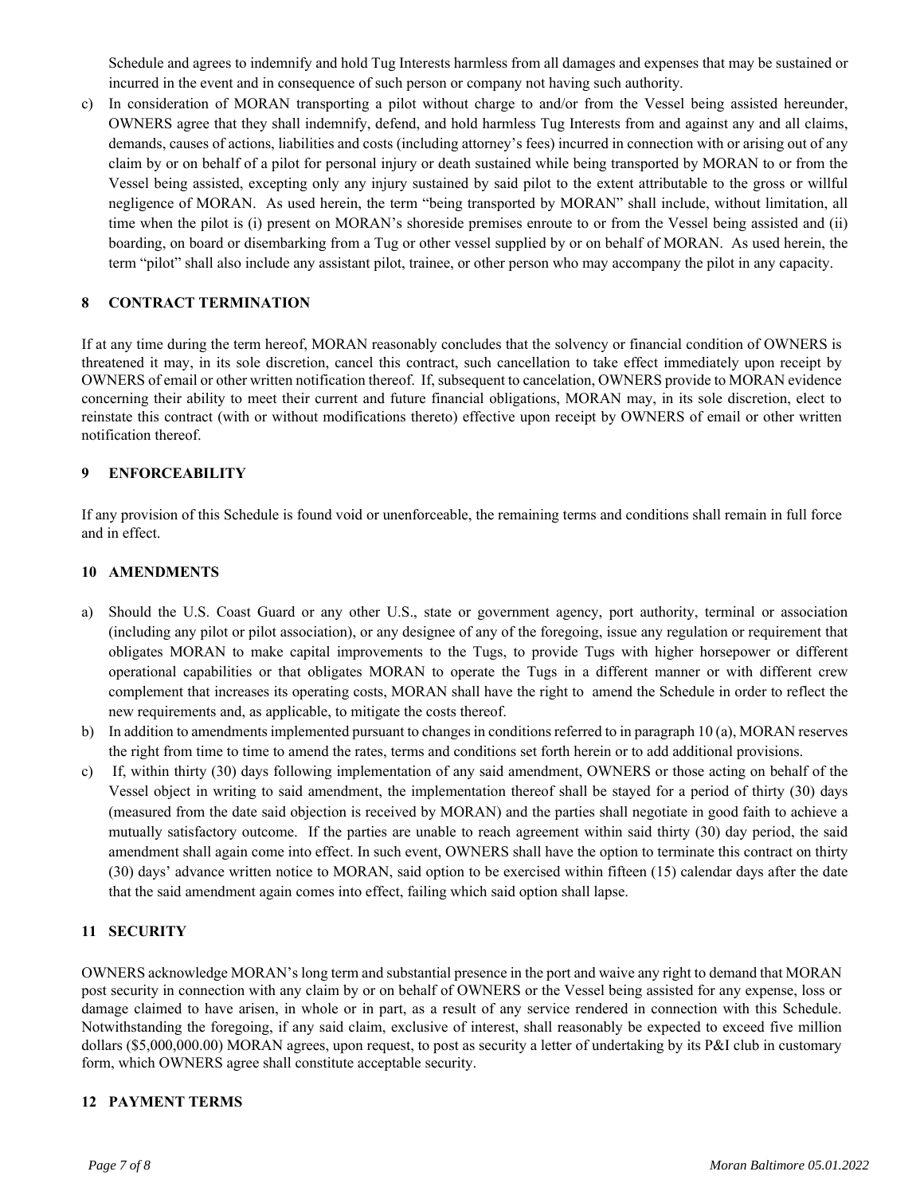Schedule and agrees to indemnify and hold Tug Interests harmless from all damages and expenses that may be sustained or incurred in the event and in consequence of such person or company not having such authority.

c) In consideration of MORAN transporting a pilot without charge to and/or from the Vessel being assisted hereunder, OWNERS agree that they shall indemnify, defend, and hold harmless Tug Interests from and against any and all claims, demands, causes of actions, liabilities and costs (including attorney's fees) incurred in connection with or arising out of any claim by or on behalf of a pilot for personal injury or death sustained while being transported by MORAN to or from the Vessel being assisted, excepting only any injury sustained by said pilot to the extent attributable to the gross or willful negligence of MORAN. As used herein, the term "being transported by MORAN" shall include, without limitation, all time when the pilot is (i) present on MORAN's shoreside premises enroute to or from the Vessel being assisted and (ii) boarding, on board or disembarking from a Tug or other vessel supplied by or on behalf of MORAN. As used herein, the term "pilot" shall also include any assistant pilot, trainee, or other person who may accompany the pilot in any capacity.

## 8 CONTRACT TERMINATION

If at any time during the term hereof, MORAN reasonably concludes that the solvency or financial condition of OWNERS is threatened it may, in its sole discretion, cancel this contract, such cancellation to take effect immediately upon receipt by OWNERS of email or other written notification thereof. If, subsequent to cancelation, OWNERS provide to MORAN evidence concerning their ability to meet their current and future financial obligations, MORAN may, in its sole discretion, elect to reinstate this contract (with or without modifications thereto) effective upon receipt by OWNERS of email or other written notification thereof.

## 9 ENFORCEABILITY

If any provision of this Schedule is found void or unenforceable, the remaining terms and conditions shall remain in full force and in effect.

## 10 AMENDMENTS

a) Should the U.S. Coast Guard or any other U.S., state or government agency, port authority, terminal or association (including any pilot or pilot association), or any designee of any of the foregoing, issue any regulation or requirement that obligates MORAN to make capital improvements to the Tugs, to provide Tugs with higher horsepower or different operational capabilities or that obligates MORAN to operate the Tugs in a different manner or with different crew complement that increases its operating costs, MORAN shall have the right to amend the Schedule in order to reflect the new requirements and, as applicable, to mitigate the costs thereof.

b) In addition to amendments implemented pursuant to changes in conditions referred to in paragraph 10 (a), MORAN reserves the right from time to time to amend the rates, terms and conditions set forth herein or to add additional provisions.

c) If, within thirty (30) days following implementation of any said amendment, OWNERS or those acting on behalf of the Vessel object in writing to said amendment, the implementation thereof shall be stayed for a period of thirty (30) days (measured from the date said objection is received by MORAN) and the parties shall negotiate in good faith to achieve a mutually satisfactory outcome. If the parties are unable to reach agreement within said thirty (30) day period, the said amendment shall again come into effect. In such event, OWNERS shall have the option to terminate this contract on thirty (30) days' advance written notice to MORAN, said option to be exercised within fifteen (15) calendar days after the date that the said amendment again comes into effect, failing which said option shall lapse.

## 11 SECURITY

OWNERS acknowledge MORAN's long term and substantial presence in the port and waive any right to demand that MORAN post security in connection with any claim by or on behalf of OWNERS or the Vessel being assisted for any expense, loss or damage claimed to have arisen, in whole or in part, as a result of any service rendered in connection with this Schedule. Notwithstanding the foregoing, if any said claim, exclusive of interest, shall reasonably be expected to exceed five million dollars ($5,000,000.00) MORAN agrees, upon request, to post as security a letter of undertaking by its P&I club in customary form, which OWNERS agree shall constitute acceptable security.

## 12 PAYMENT TERMS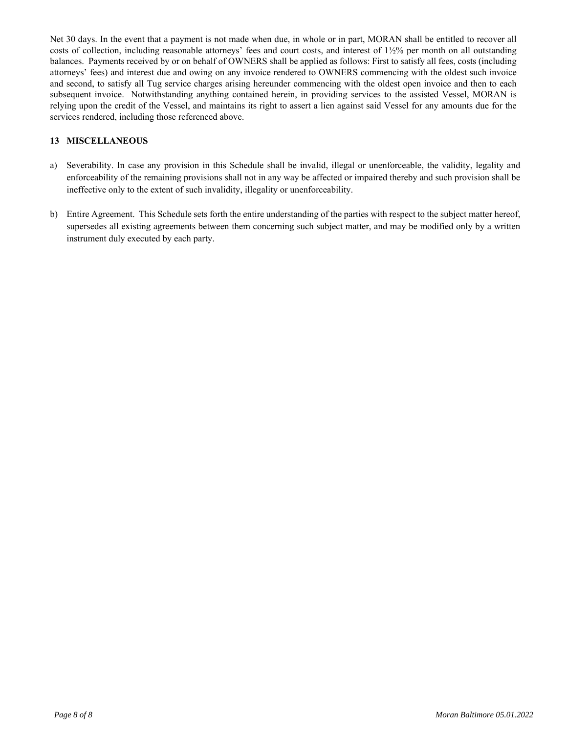Net 30 days. In the event that a payment is not made when due, in whole or in part, MORAN shall be entitled to recover all costs of collection, including reasonable attorneys' fees and court costs, and interest of 1½% per month on all outstanding balances. Payments received by or on behalf of OWNERS shall be applied as follows: First to satisfy all fees, costs (including attorneys' fees) and interest due and owing on any invoice rendered to OWNERS commencing with the oldest such invoice and second, to satisfy all Tug service charges arising hereunder commencing with the oldest open invoice and then to each subsequent invoice. Notwithstanding anything contained herein, in providing services to the assisted Vessel, MORAN is relying upon the credit of the Vessel, and maintains its right to assert a lien against said Vessel for any amounts due for the services rendered, including those referenced above.

**13 MISCELLANEOUS**

a) Severability. In case any provision in this Schedule shall be invalid, illegal or unenforceable, the validity, legality and enforceability of the remaining provisions shall not in any way be affected or impaired thereby and such provision shall be ineffective only to the extent of such invalidity, illegality or unenforceability.

b) Entire Agreement. This Schedule sets forth the entire understanding of the parties with respect to the subject matter hereof, supersedes all existing agreements between them concerning such subject matter, and may be modified only by a written instrument duly executed by each party.